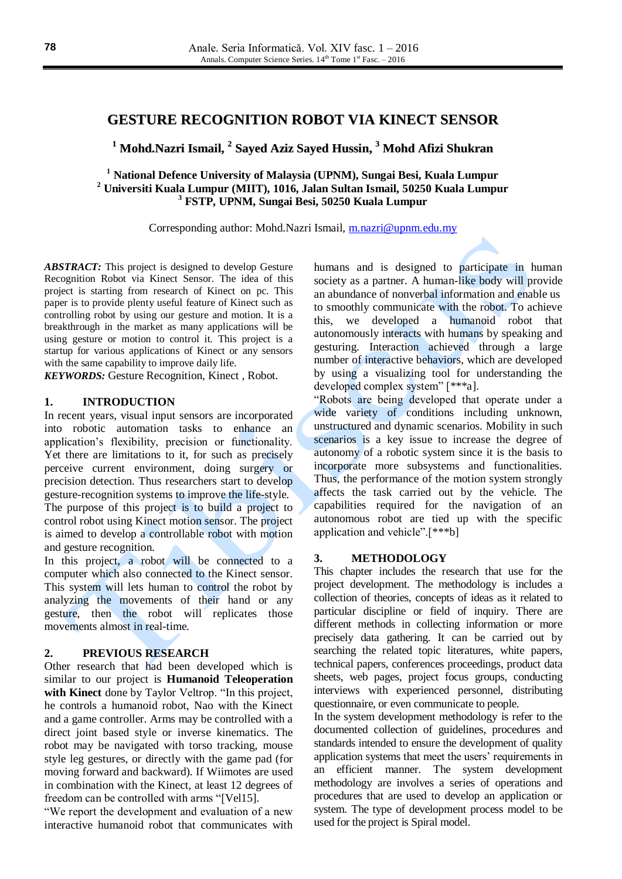# GESTURE RECOGNITION ROBOT VIA KINECT SENSOR

**[1] Mohd.Nazri Ismail, [2] Sayed Aziz Sayed Hussin, [3] Mohd Afizi Shukran**

**[1] National Defence University of Malaysia (UPNM), Sungai Besi, Kuala Lumpur**
**[2] Universiti Kuala Lumpur (MIIT), 1016, Jalan Sultan Ismail, 50250 Kuala Lumpur**
**[3] FSTP, UPNM, Sungai Besi, 50250 Kuala Lumpur**

Corresponding author: Mohd.Nazri Ismail, m.nazri@upnm.edu.my

***ABSTRACT:*** This project is designed to develop Gesture Recognition Robot via Kinect Sensor. The idea of this project is starting from research of Kinect on pc. This paper is to provide plenty useful feature of Kinect such as controlling robot by using our gesture and motion. It is a breakthrough in the market as many applications will be using gesture or motion to control it. This project is a startup for various applications of Kinect or any sensors with the same capability to improve daily life.

***KEYWORDS:*** Gesture Recognition, Kinect , Robot.

## 1. INTRODUCTION

In recent years, visual input sensors are incorporated into robotic automation tasks to enhance an application's flexibility, precision or functionality. Yet there are limitations to it, for such as precisely perceive current environment, doing surgery or precision detection. Thus researchers start to develop gesture-recognition systems to improve the life-style.

The purpose of this project is to build a project to control robot using Kinect motion sensor. The project is aimed to develop a controllable robot with motion and gesture recognition.

In this project, a robot will be connected to a computer which also connected to the Kinect sensor. This system will lets human to control the robot by analyzing the movements of their hand or any gesture, then the robot will replicates those movements almost in real-time.

## 2. PREVIOUS RESEARCH

Other research that had been developed which is similar to our project is **Humanoid Teleoperation with Kinect** done by Taylor Veltrop. "In this project, he controls a humanoid robot, Nao with the Kinect and a game controller. Arms may be controlled with a direct joint based style or inverse kinematics. The robot may be navigated with torso tracking, mouse style leg gestures, or directly with the game pad (for moving forward and backward). If Wiimotes are used in combination with the Kinect, at least 12 degrees of freedom can be controlled with arms "[Vel15].

"We report the development and evaluation of a new interactive humanoid robot that communicates with humans and is designed to participate in human society as a partner. A human-like body will provide an abundance of nonverbal information and enable us to smoothly communicate with the robot. To achieve this, we developed a humanoid robot that autonomously interacts with humans by speaking and gesturing. Interaction achieved through a large number of interactive behaviors, which are developed by using a visualizing tool for understanding the developed complex system" [***a].

"Robots are being developed that operate under a wide variety of conditions including unknown, unstructured and dynamic scenarios. Mobility in such scenarios is a key issue to increase the degree of autonomy of a robotic system since it is the basis to incorporate more subsystems and functionalities. Thus, the performance of the motion system strongly affects the task carried out by the vehicle. The capabilities required for the navigation of an autonomous robot are tied up with the specific application and vehicle".[***b]

## 3. METHODOLOGY

This chapter includes the research that use for the project development. The methodology is includes a collection of theories, concepts of ideas as it related to particular discipline or field of inquiry. There are different methods in collecting information or more precisely data gathering. It can be carried out by searching the related topic literatures, white papers, technical papers, conferences proceedings, product data sheets, web pages, project focus groups, conducting interviews with experienced personnel, distributing questionnaire, or even communicate to people.

In the system development methodology is refer to the documented collection of guidelines, procedures and standards intended to ensure the development of quality application systems that meet the users' requirements in an efficient manner. The system development methodology are involves a series of operations and procedures that are used to develop an application or system. The type of development process model to be used for the project is Spiral model.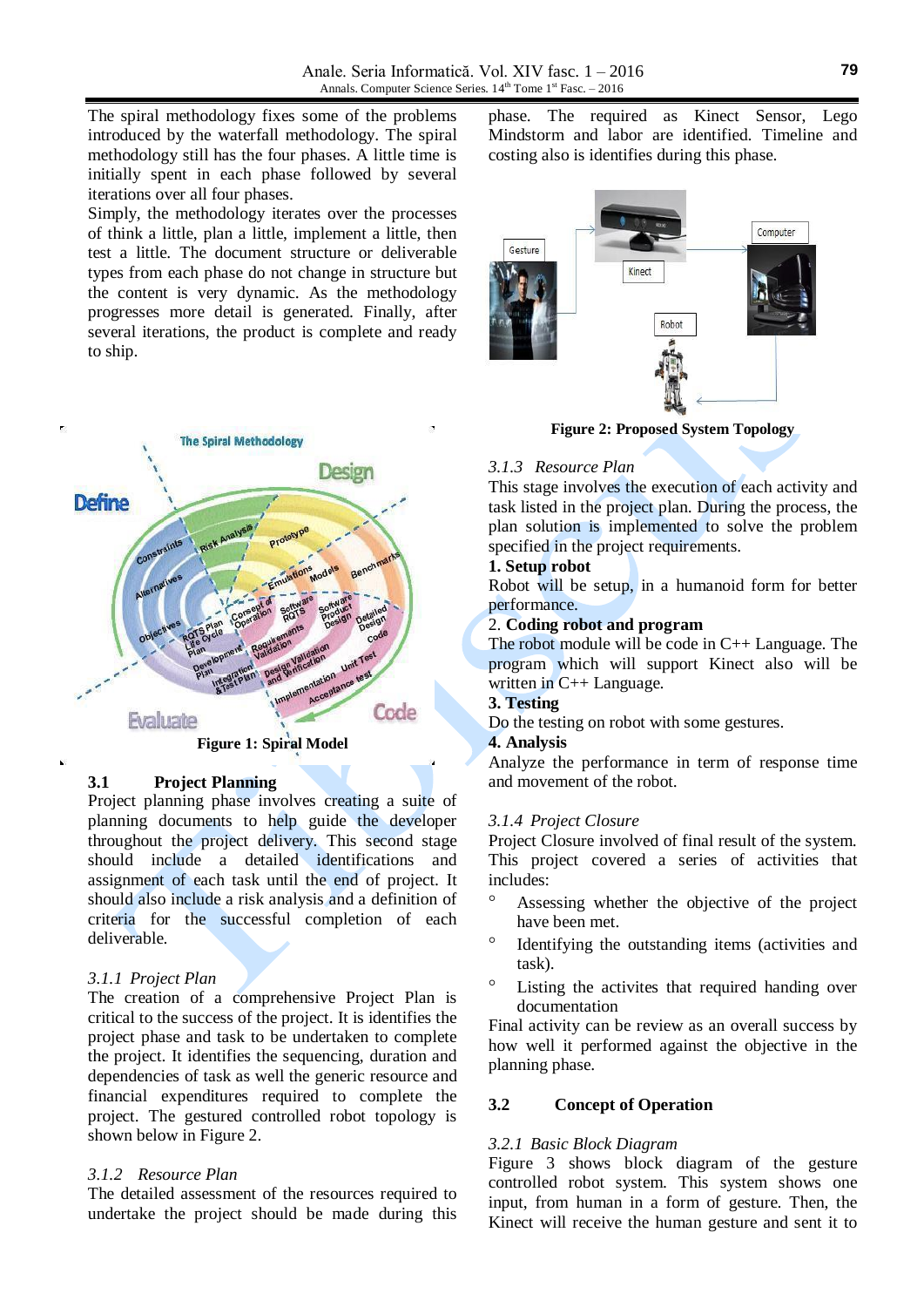The spiral methodology fixes some of the problems introduced by the waterfall methodology. The spiral methodology still has the four phases. A little time is initially spent in each phase followed by several iterations over all four phases.

Simply, the methodology iterates over the processes of think a little, plan a little, implement a little, then test a little. The document structure or deliverable types from each phase do not change in structure but the content is very dynamic. As the methodology progresses more detail is generated. Finally, after several iterations, the product is complete and ready to ship.

**Figure 1: Spiral Model**

## 3.1 Project Planning

Project planning phase involves creating a suite of planning documents to help guide the developer throughout the project delivery. This second stage should include a detailed identifications and assignment of each task until the end of project. It should also include a risk analysis and a definition of criteria for the successful completion of each deliverable.

### *3.1.1 Project Plan*

The creation of a comprehensive Project Plan is critical to the success of the project. It is identifies the project phase and task to be undertaken to complete the project. It identifies the sequencing, duration and dependencies of task as well the generic resource and financial expenditures required to complete the project. The gestured controlled robot topology is shown below in Figure 2.

### *3.1.2 Resource Plan*

The detailed assessment of the resources required to undertake the project should be made during this phase. The required as Kinect Sensor, Lego Mindstorm and labor are identified. Timeline and costing also is identifies during this phase.

**Figure 2: Proposed System Topology**

### *3.1.3 Resource Plan*

This stage involves the execution of each activity and task listed in the project plan. During the process, the plan solution is implemented to solve the problem specified in the project requirements.

**1. Setup robot**

Robot will be setup, in a humanoid form for better performance.

2. **Coding robot and program**

The robot module will be code in C++ Language. The program which will support Kinect also will be written in C++ Language.

**3. Testing**

Do the testing on robot with some gestures.

**4. Analysis**

Analyze the performance in term of response time and movement of the robot.

### *3.1.4 Project Closure*

Project Closure involved of final result of the system. This project covered a series of activities that includes:

- Assessing whether the objective of the project have been met.
- Identifying the outstanding items (activities and task).
- Listing the activites that required handing over documentation

Final activity can be review as an overall success by how well it performed against the objective in the planning phase.

## 3.2 Concept of Operation

### *3.2.1 Basic Block Diagram*

Figure 3 shows block diagram of the gesture controlled robot system. This system shows one input, from human in a form of gesture. Then, the Kinect will receive the human gesture and sent it to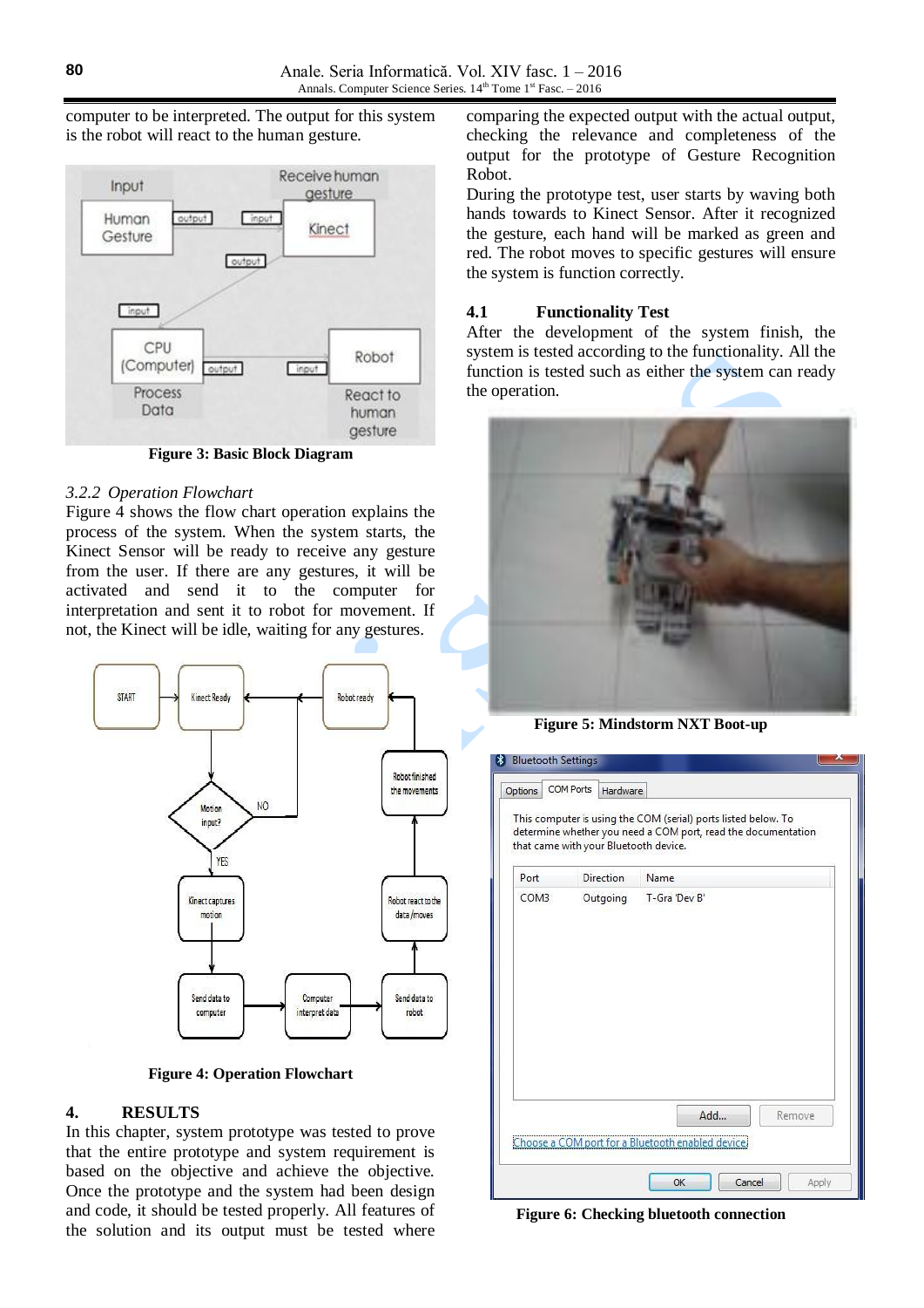computer to be interpreted. The output for this system is the robot will react to the human gesture.

Figure 3: Basic Block Diagram

*3.2.2 Operation Flowchart*

Figure 4 shows the flow chart operation explains the process of the system. When the system starts, the Kinect Sensor will be ready to receive any gesture from the user. If there are any gestures, it will be activated and send it to the computer for interpretation and sent it to robot for movement. If not, the Kinect will be idle, waiting for any gestures.

Figure 4: Operation Flowchart

## 4. RESULTS

In this chapter, system prototype was tested to prove that the entire prototype and system requirement is based on the objective and achieve the objective. Once the prototype and the system had been design and code, it should be tested properly. All features of the solution and its output must be tested where comparing the expected output with the actual output, checking the relevance and completeness of the output for the prototype of Gesture Recognition Robot.

During the prototype test, user starts by waving both hands towards to Kinect Sensor. After it recognized the gesture, each hand will be marked as green and red. The robot moves to specific gestures will ensure the system is function correctly.

### 4.1 Functionality Test

After the development of the system finish, the system is tested according to the functionality. All the function is tested such as either the system can ready the operation.

Figure 5: Mindstorm NXT Boot-up

Figure 6: Checking bluetooth connection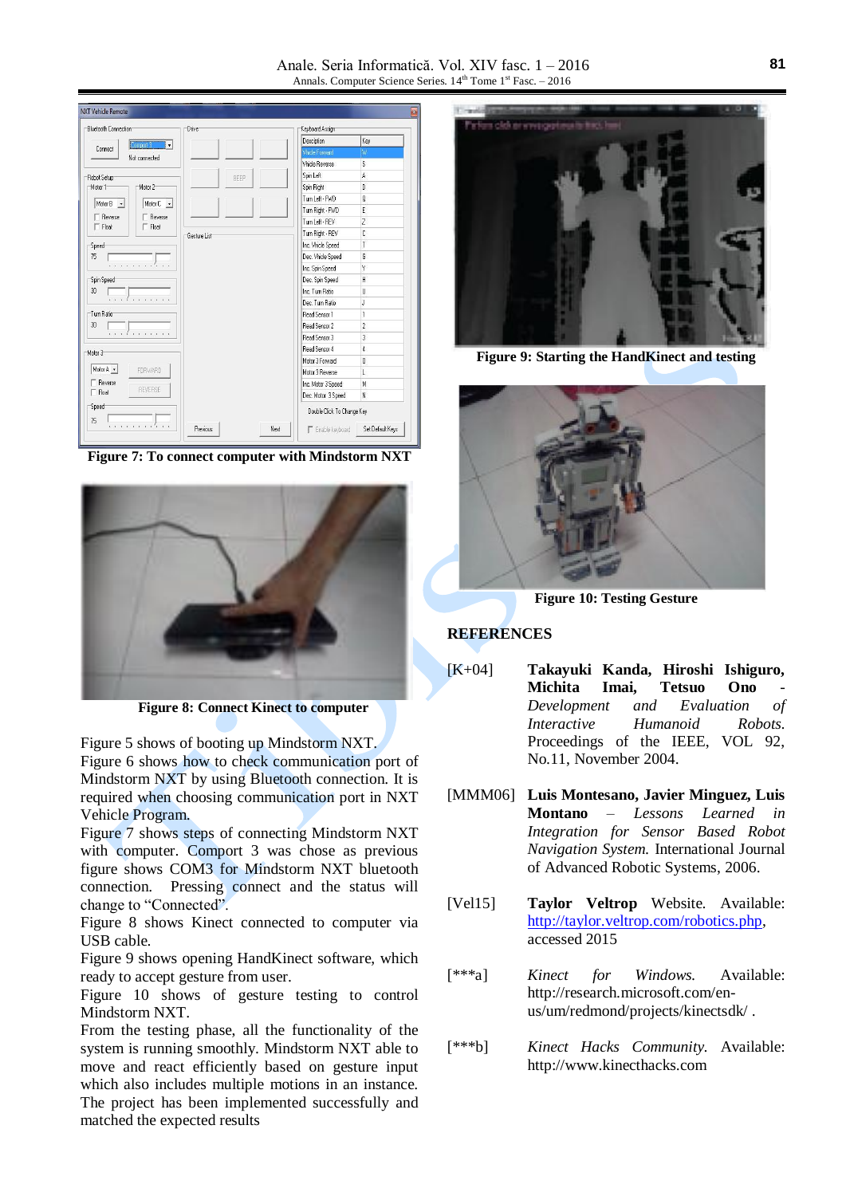Figure 7: To connect computer with Mindstorm NXT

Figure 8: Connect Kinect to computer

Figure 5 shows of booting up Mindstorm NXT.
Figure 6 shows how to check communication port of Mindstorm NXT by using Bluetooth connection. It is required when choosing communication port in NXT Vehicle Program.
Figure 7 shows steps of connecting Mindstorm NXT with computer. Comport 3 was chose as previous figure shows COM3 for Mindstorm NXT bluetooth connection. Pressing connect and the status will change to "Connected".
Figure 8 shows Kinect connected to computer via USB cable.
Figure 9 shows opening HandKinect software, which ready to accept gesture from user.
Figure 10 shows of gesture testing to control Mindstorm NXT.
From the testing phase, all the functionality of the system is running smoothly. Mindstorm NXT able to move and react efficiently based on gesture input which also includes multiple motions in an instance. The project has been implemented successfully and matched the expected results

Figure 9: Starting the HandKinect and testing

Figure 10: Testing Gesture

## REFERENCES

[K+04] **Takayuki Kanda, Hiroshi Ishiguro, Michita Imai, Tetsuo Ono** - *Development and Evaluation of Interactive Humanoid Robots.* Proceedings of the IEEE, VOL 92, No.11, November 2004.

[MMM06] **Luis Montesano, Javier Minguez, Luis Montano** – *Lessons Learned in Integration for Sensor Based Robot Navigation System.* International Journal of Advanced Robotic Systems, 2006.

[Vel15] **Taylor Veltrop** Website. Available: http://taylor.veltrop.com/robotics.php, accessed 2015

[***a] *Kinect for Windows.* Available: http://research.microsoft.com/en-us/um/redmond/projects/kinectsdk/ .

[***b] *Kinect Hacks Community.* Available: http://www.kinecthacks.com